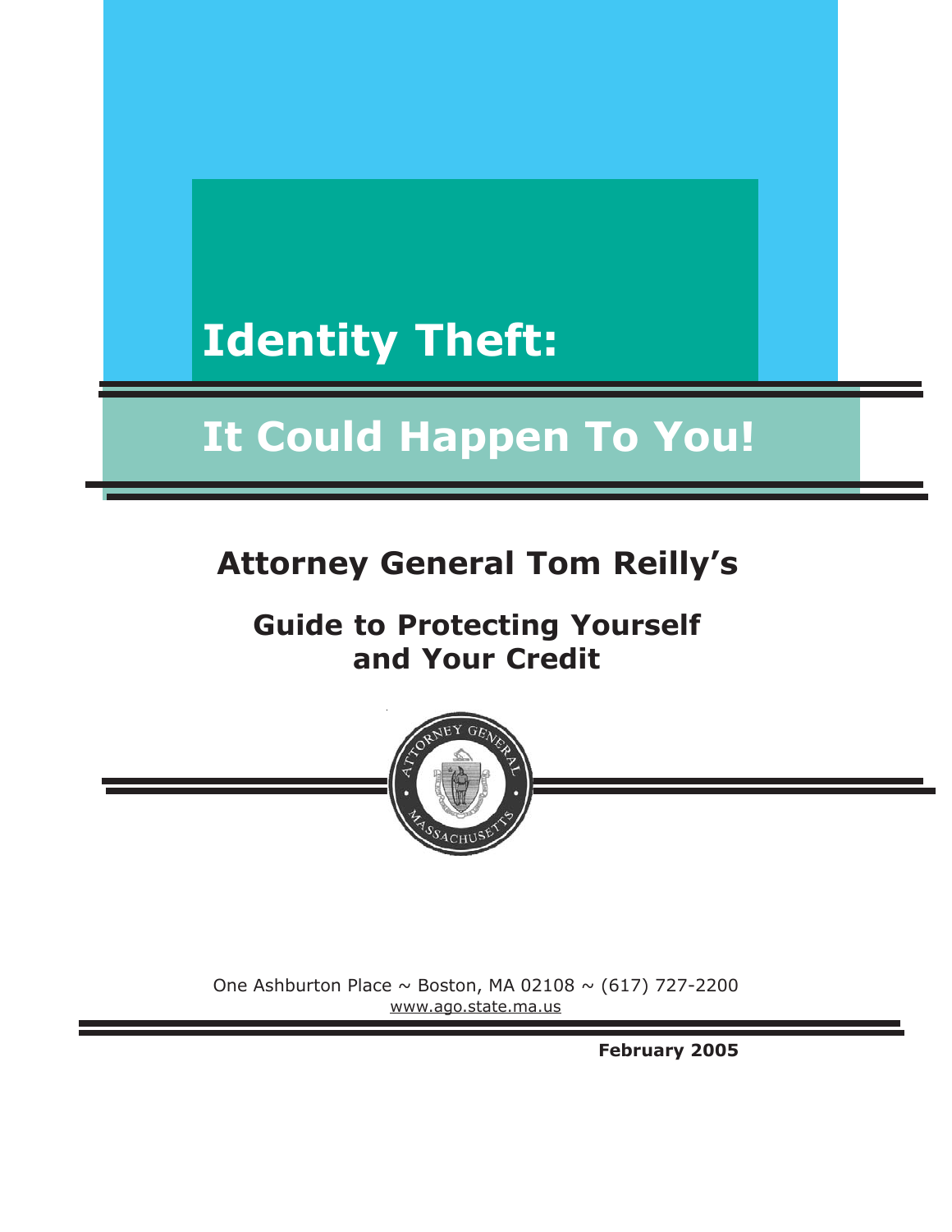# Identity Theft:

# It Could Happen To You!

## Attorney General Tom Reilly's

### Guide to Protecting Yourself and Your Credit

One Ashburton Place ~ Boston, MA 02108 ~ (617) 727-2200
www.ago.state.ma.us

**February 2005**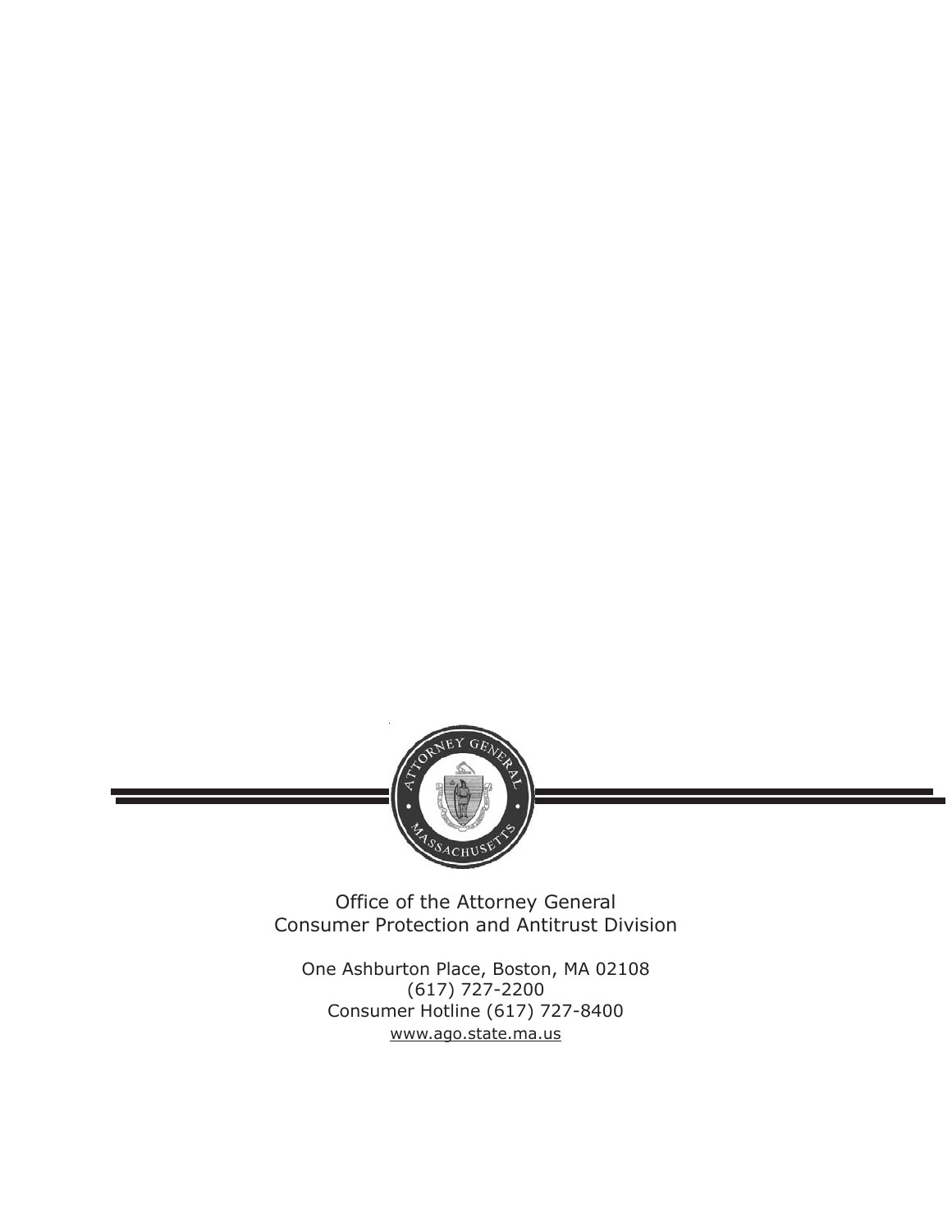Office of the Attorney General
Consumer Protection and Antitrust Division

One Ashburton Place, Boston, MA 02108
(617) 727-2200
Consumer Hotline (617) 727-8400
www.ago.state.ma.us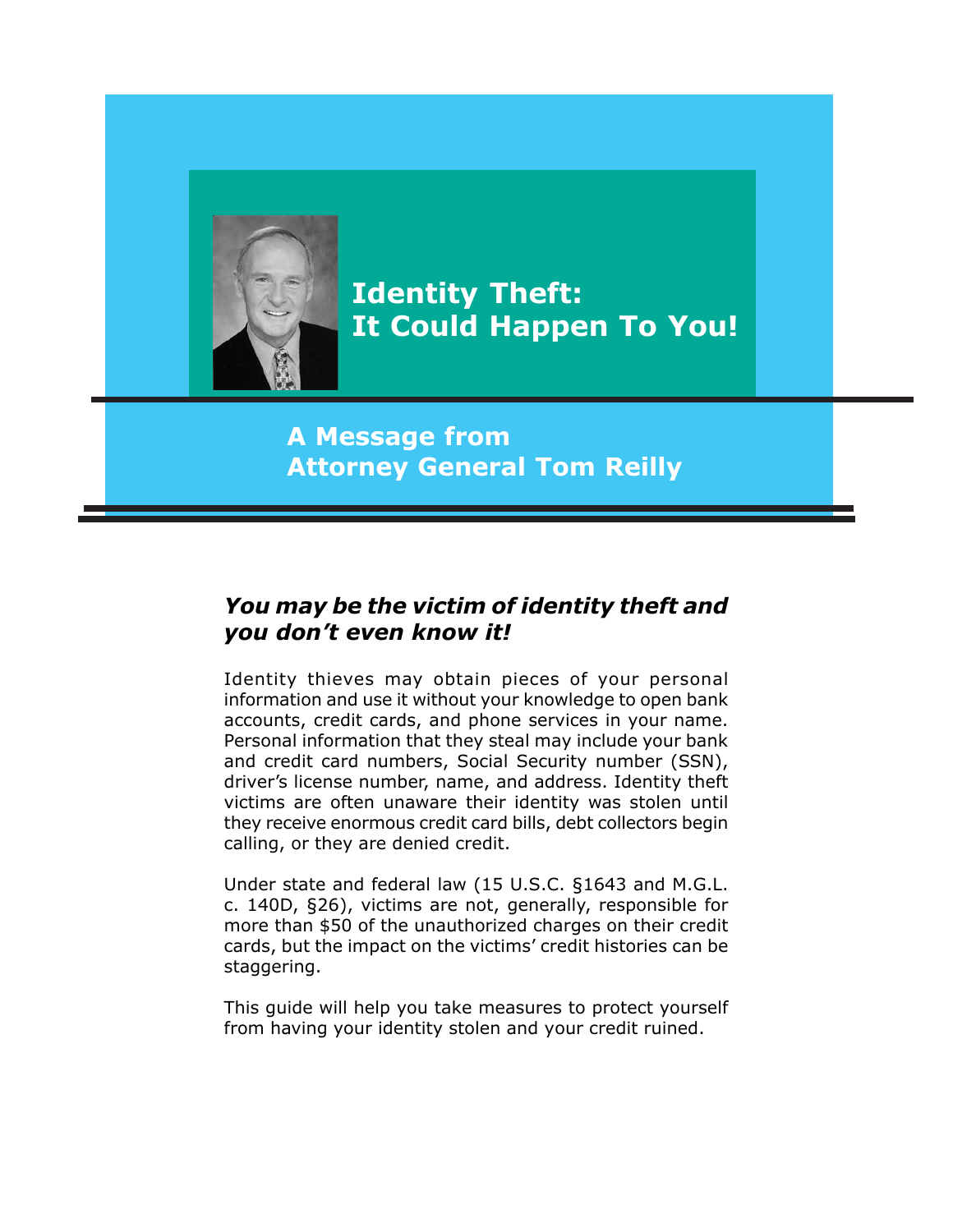# Identity Theft: It Could Happen To You!

## A Message from Attorney General Tom Reilly

### *You may be the victim of identity theft and you don't even know it!*

Identity thieves may obtain pieces of your personal information and use it without your knowledge to open bank accounts, credit cards, and phone services in your name. Personal information that they steal may include your bank and credit card numbers, Social Security number (SSN), driver's license number, name, and address. Identity theft victims are often unaware their identity was stolen until they receive enormous credit card bills, debt collectors begin calling, or they are denied credit.

Under state and federal law (15 U.S.C. §1643 and M.G.L. c. 140D, §26), victims are not, generally, responsible for more than $50 of the unauthorized charges on their credit cards, but the impact on the victims' credit histories can be staggering.

This guide will help you take measures to protect yourself from having your identity stolen and your credit ruined.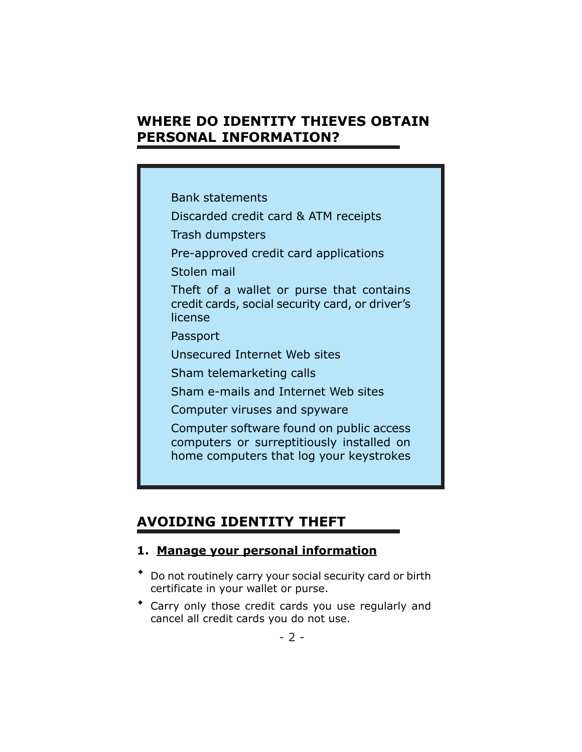## WHERE DO IDENTITY THIEVES OBTAIN PERSONAL INFORMATION?

- Bank statements
- Discarded credit card & ATM receipts
- Trash dumpsters
- Pre-approved credit card applications
- Stolen mail
- Theft of a wallet or purse that contains credit cards, social security card, or driver's license
- Passport
- Unsecured Internet Web sites
- Sham telemarketing calls
- Sham e-mails and Internet Web sites
- Computer viruses and spyware
- Computer software found on public access computers or surreptitiously installed on home computers that log your keystrokes

## AVOIDING IDENTITY THEFT

### 1. Manage your personal information

- Do not routinely carry your social security card or birth certificate in your wallet or purse.
- Carry only those credit cards you use regularly and cancel all credit cards you do not use.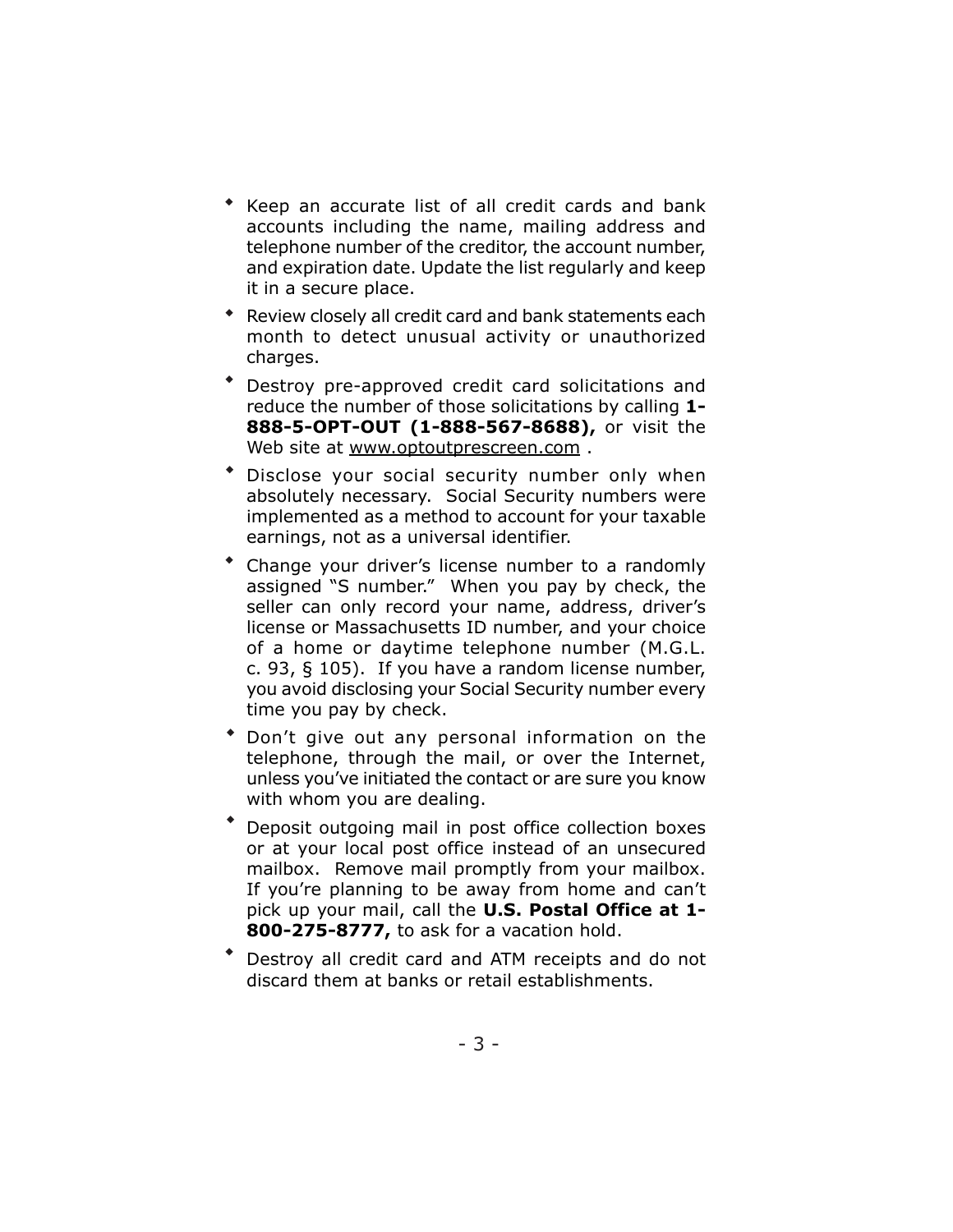- Keep an accurate list of all credit cards and bank accounts including the name, mailing address and telephone number of the creditor, the account number, and expiration date. Update the list regularly and keep it in a secure place.
- Review closely all credit card and bank statements each month to detect unusual activity or unauthorized charges.
- Destroy pre-approved credit card solicitations and reduce the number of those solicitations by calling **1-888-5-OPT-OUT (1-888-567-8688),** or visit the Web site at www.optoutprescreen.com .
- Disclose your social security number only when absolutely necessary. Social Security numbers were implemented as a method to account for your taxable earnings, not as a universal identifier.
- Change your driver's license number to a randomly assigned "S number." When you pay by check, the seller can only record your name, address, driver's license or Massachusetts ID number, and your choice of a home or daytime telephone number (M.G.L. c. 93, § 105). If you have a random license number, you avoid disclosing your Social Security number every time you pay by check.
- Don't give out any personal information on the telephone, through the mail, or over the Internet, unless you've initiated the contact or are sure you know with whom you are dealing.
- Deposit outgoing mail in post office collection boxes or at your local post office instead of an unsecured mailbox. Remove mail promptly from your mailbox. If you're planning to be away from home and can't pick up your mail, call the **U.S. Postal Office at 1-800-275-8777,** to ask for a vacation hold.
- Destroy all credit card and ATM receipts and do not discard them at banks or retail establishments.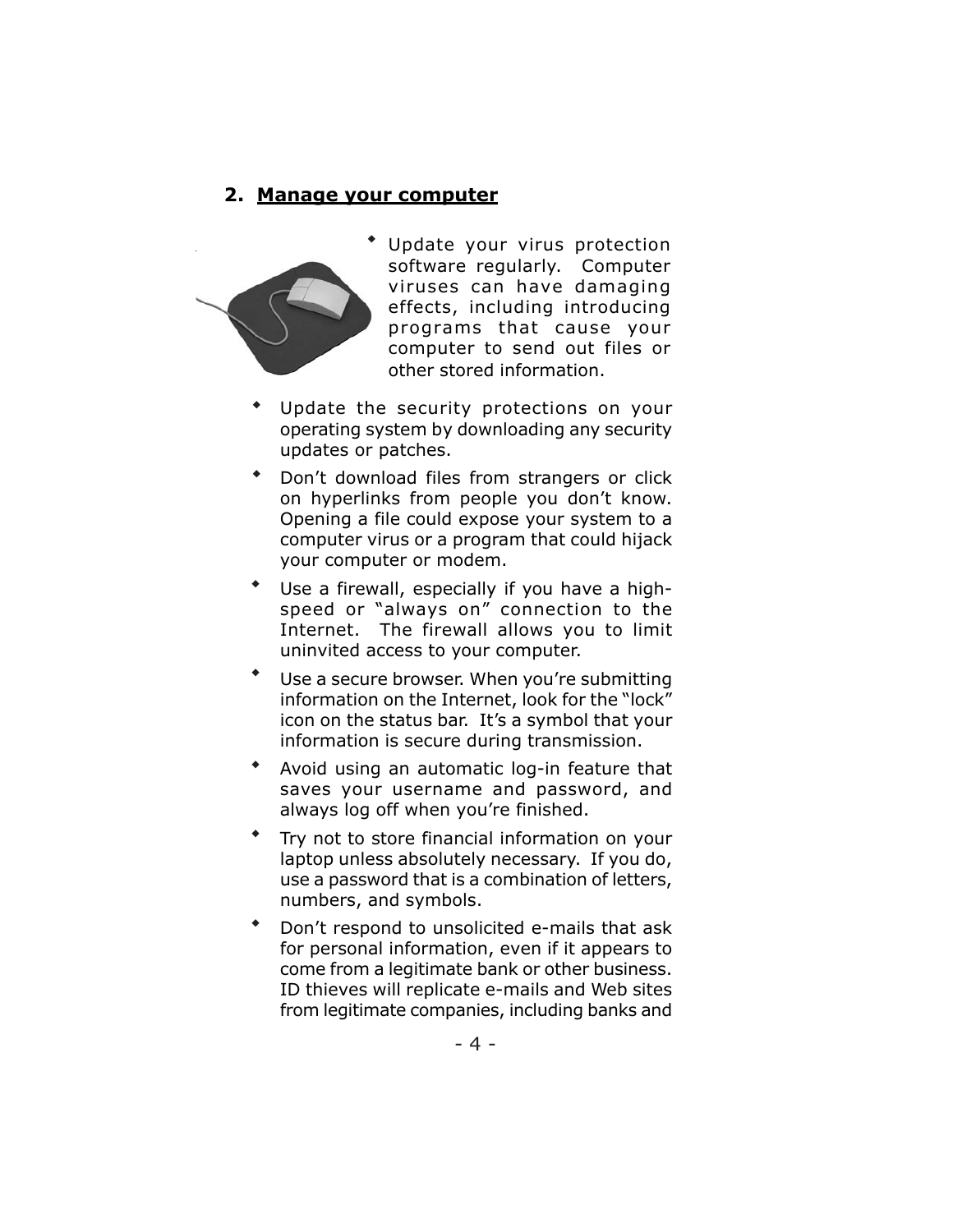## 2. Manage your computer

- Update your virus protection software regularly. Computer viruses can have damaging effects, including introducing programs that cause your computer to send out files or other stored information.
- Update the security protections on your operating system by downloading any security updates or patches.
- Don't download files from strangers or click on hyperlinks from people you don't know. Opening a file could expose your system to a computer virus or a program that could hijack your computer or modem.
- Use a firewall, especially if you have a high-speed or "always on" connection to the Internet. The firewall allows you to limit uninvited access to your computer.
- Use a secure browser. When you're submitting information on the Internet, look for the "lock" icon on the status bar. It's a symbol that your information is secure during transmission.
- Avoid using an automatic log-in feature that saves your username and password, and always log off when you're finished.
- Try not to store financial information on your laptop unless absolutely necessary. If you do, use a password that is a combination of letters, numbers, and symbols.
- Don't respond to unsolicited e-mails that ask for personal information, even if it appears to come from a legitimate bank or other business. ID thieves will replicate e-mails and Web sites from legitimate companies, including banks and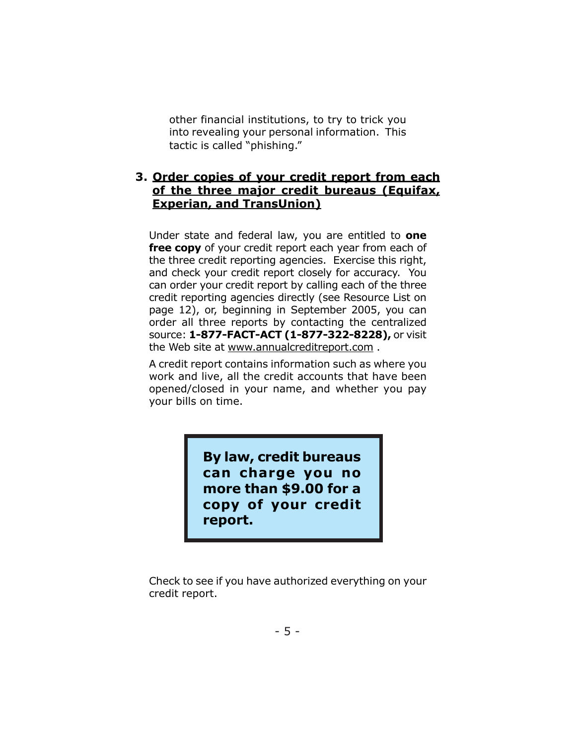other financial institutions, to try to trick you into revealing your personal information. This tactic is called "phishing."

### 3. Order copies of your credit report from each of the three major credit bureaus (Equifax, Experian, and TransUnion)

Under state and federal law, you are entitled to **one free copy** of your credit report each year from each of the three credit reporting agencies. Exercise this right, and check your credit report closely for accuracy. You can order your credit report by calling each of the three credit reporting agencies directly (see Resource List on page 12), or, beginning in September 2005, you can order all three reports by contacting the centralized source: **1-877-FACT-ACT (1-877-322-8228),** or visit the Web site at www.annualcreditreport.com .

A credit report contains information such as where you work and live, all the credit accounts that have been opened/closed in your name, and whether you pay your bills on time.

> **By law, credit bureaus can charge you no more than $9.00 for a copy of your credit report.**

Check to see if you have authorized everything on your credit report.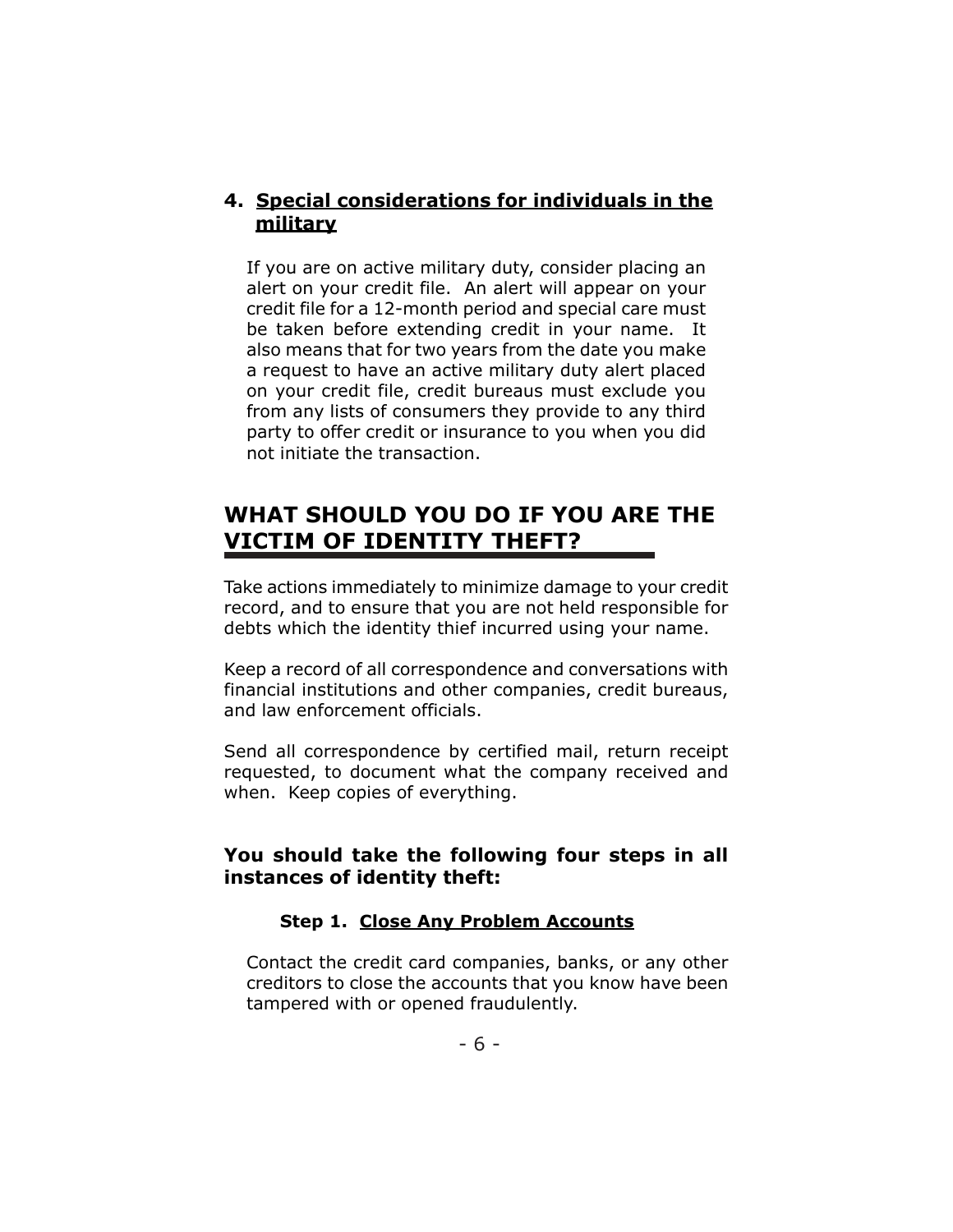### 4. <u>Special considerations for individuals in the military</u>

If you are on active military duty, consider placing an alert on your credit file. An alert will appear on your credit file for a 12-month period and special care must be taken before extending credit in your name. It also means that for two years from the date you make a request to have an active military duty alert placed on your credit file, credit bureaus must exclude you from any lists of consumers they provide to any third party to offer credit or insurance to you when you did not initiate the transaction.

## WHAT SHOULD YOU DO IF YOU ARE THE VICTIM OF IDENTITY THEFT?

Take actions immediately to minimize damage to your credit record, and to ensure that you are not held responsible for debts which the identity thief incurred using your name.

Keep a record of all correspondence and conversations with financial institutions and other companies, credit bureaus, and law enforcement officials.

Send all correspondence by certified mail, return receipt requested, to document what the company received and when. Keep copies of everything.

**You should take the following four steps in all instances of identity theft:**

#### Step 1. <u>Close Any Problem Accounts</u>

Contact the credit card companies, banks, or any other creditors to close the accounts that you know have been tampered with or opened fraudulently.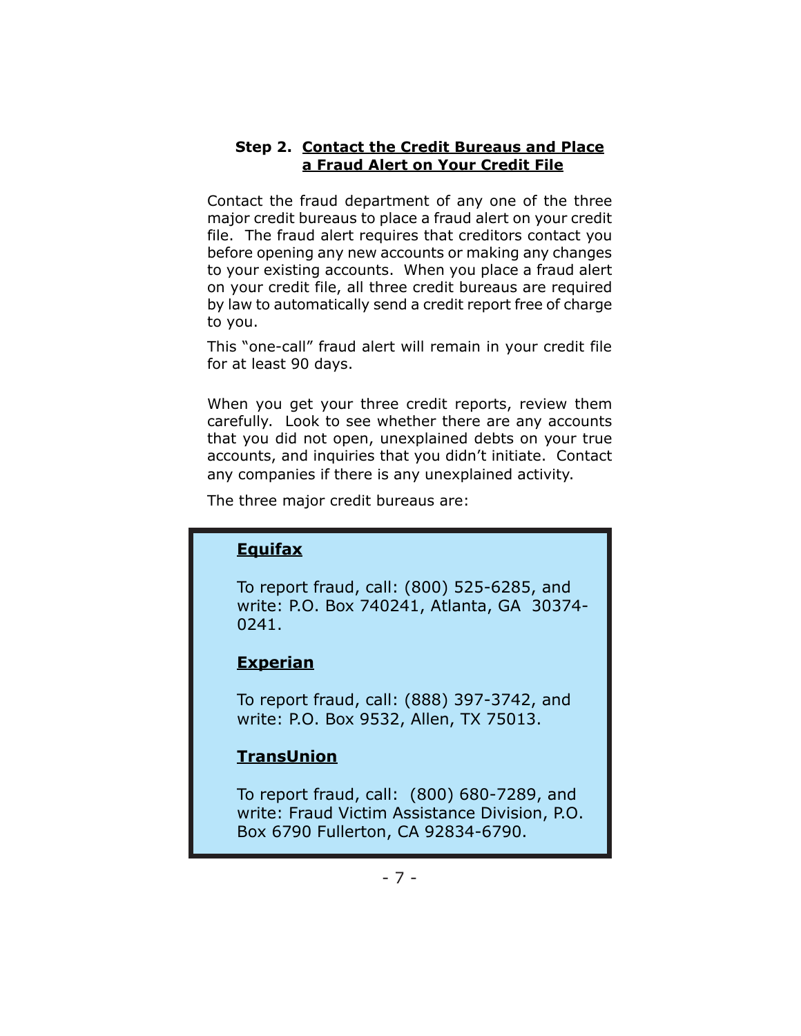### Step 2. Contact the Credit Bureaus and Place a Fraud Alert on Your Credit File

Contact the fraud department of any one of the three major credit bureaus to place a fraud alert on your credit file. The fraud alert requires that creditors contact you before opening any new accounts or making any changes to your existing accounts. When you place a fraud alert on your credit file, all three credit bureaus are required by law to automatically send a credit report free of charge to you.

This "one-call" fraud alert will remain in your credit file for at least 90 days.

When you get your three credit reports, review them carefully. Look to see whether there are any accounts that you did not open, unexplained debts on your true accounts, and inquiries that you didn't initiate. Contact any companies if there is any unexplained activity.

The three major credit bureaus are:

**Equifax**

To report fraud, call: (800) 525-6285, and write: P.O. Box 740241, Atlanta, GA 30374-0241.

**Experian**

To report fraud, call: (888) 397-3742, and write: P.O. Box 9532, Allen, TX 75013.

**TransUnion**

To report fraud, call: (800) 680-7289, and write: Fraud Victim Assistance Division, P.O. Box 6790 Fullerton, CA 92834-6790.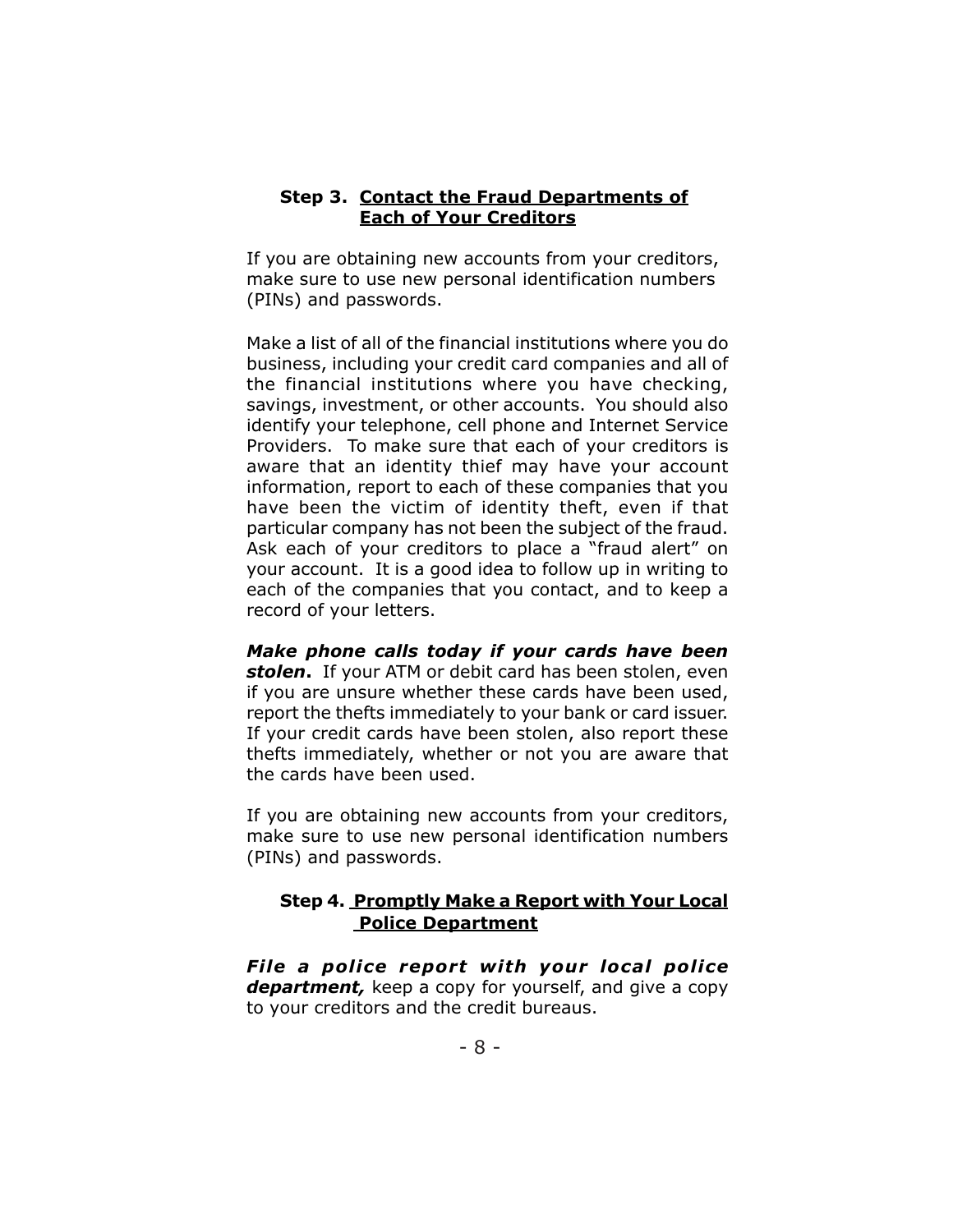### Step 3. Contact the Fraud Departments of Each of Your Creditors

If you are obtaining new accounts from your creditors, make sure to use new personal identification numbers (PINs) and passwords.

Make a list of all of the financial institutions where you do business, including your credit card companies and all of the financial institutions where you have checking, savings, investment, or other accounts. You should also identify your telephone, cell phone and Internet Service Providers. To make sure that each of your creditors is aware that an identity thief may have your account information, report to each of these companies that you have been the victim of identity theft, even if that particular company has not been the subject of the fraud. Ask each of your creditors to place a "fraud alert" on your account. It is a good idea to follow up in writing to each of the companies that you contact, and to keep a record of your letters.

***Make phone calls today if your cards have been stolen*.** If your ATM or debit card has been stolen, even if you are unsure whether these cards have been used, report the thefts immediately to your bank or card issuer. If your credit cards have been stolen, also report these thefts immediately, whether or not you are aware that the cards have been used.

If you are obtaining new accounts from your creditors, make sure to use new personal identification numbers (PINs) and passwords.

### Step 4. Promptly Make a Report with Your Local Police Department

***File a police report with your local police department,*** keep a copy for yourself, and give a copy to your creditors and the credit bureaus.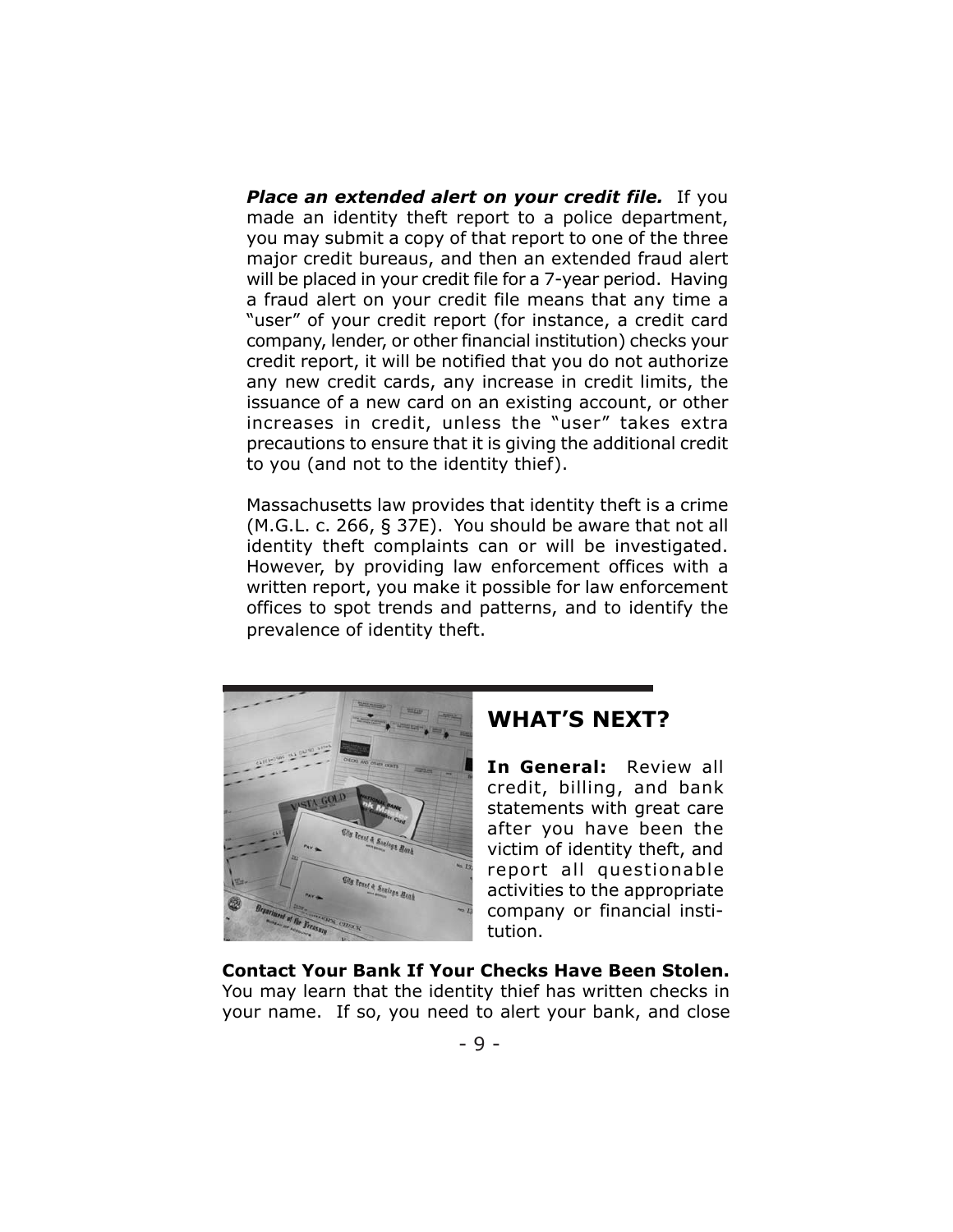***Place an extended alert on your credit file.*** If you made an identity theft report to a police department, you may submit a copy of that report to one of the three major credit bureaus, and then an extended fraud alert will be placed in your credit file for a 7-year period. Having a fraud alert on your credit file means that any time a "user" of your credit report (for instance, a credit card company, lender, or other financial institution) checks your credit report, it will be notified that you do not authorize any new credit cards, any increase in credit limits, the issuance of a new card on an existing account, or other increases in credit, unless the "user" takes extra precautions to ensure that it is giving the additional credit to you (and not to the identity thief).

Massachusetts law provides that identity theft is a crime (M.G.L. c. 266, § 37E). You should be aware that not all identity theft complaints can or will be investigated. However, by providing law enforcement offices with a written report, you make it possible for law enforcement offices to spot trends and patterns, and to identify the prevalence of identity theft.

## WHAT'S NEXT?

**In General:** Review all credit, billing, and bank statements with great care after you have been the victim of identity theft, and report all questionable activities to the appropriate company or financial institution.

**Contact Your Bank If Your Checks Have Been Stolen.** You may learn that the identity thief has written checks in your name. If so, you need to alert your bank, and close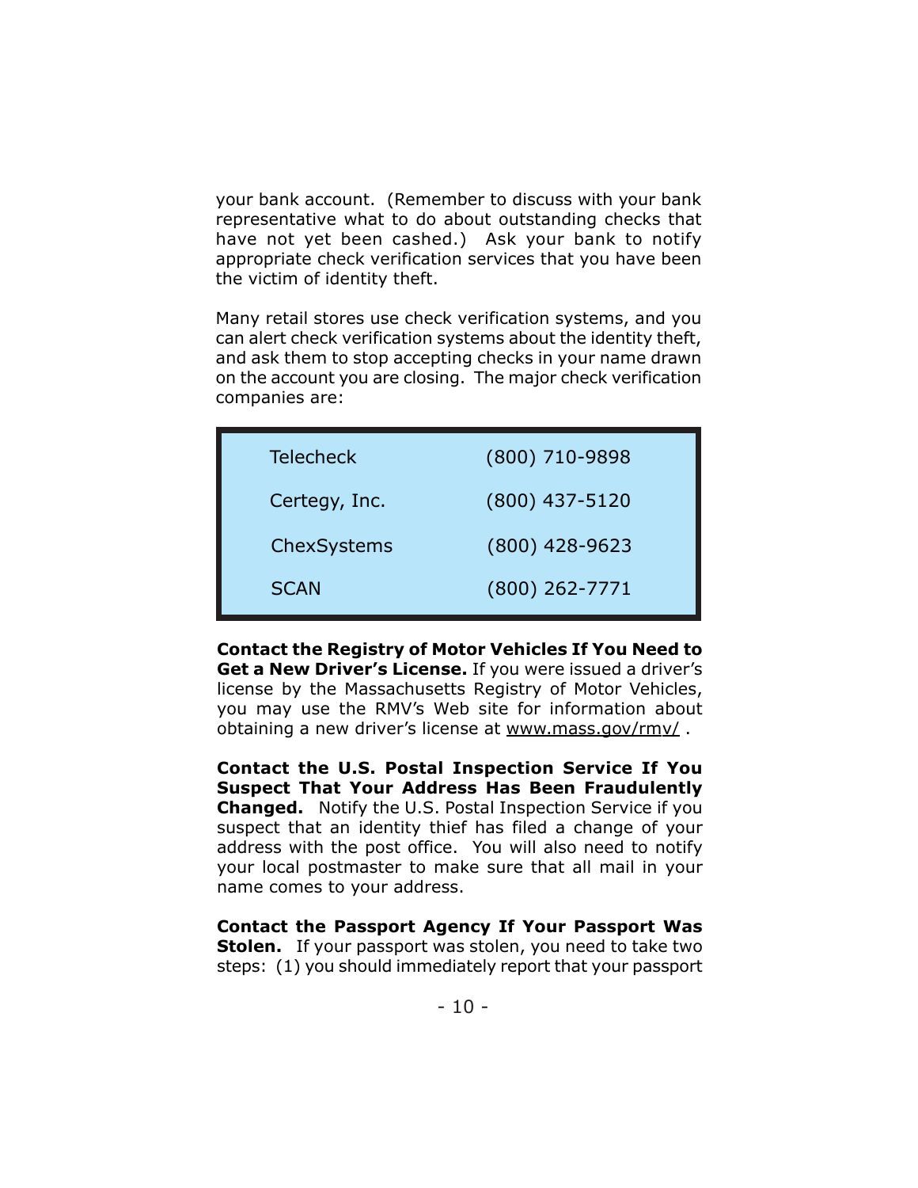your bank account. (Remember to discuss with your bank representative what to do about outstanding checks that have not yet been cashed.) Ask your bank to notify appropriate check verification services that you have been the victim of identity theft.

Many retail stores use check verification systems, and you can alert check verification systems about the identity theft, and ask them to stop accepting checks in your name drawn on the account you are closing. The major check verification companies are:

| | |
|---|---|
| Telecheck | (800) 710-9898 |
| Certegy, Inc. | (800) 437-5120 |
| ChexSystems | (800) 428-9623 |
| SCAN | (800) 262-7771 |

**Contact the Registry of Motor Vehicles If You Need to Get a New Driver's License.** If you were issued a driver's license by the Massachusetts Registry of Motor Vehicles, you may use the RMV's Web site for information about obtaining a new driver's license at www.mass.gov/rmv/ .

**Contact the U.S. Postal Inspection Service If You Suspect That Your Address Has Been Fraudulently Changed.** Notify the U.S. Postal Inspection Service if you suspect that an identity thief has filed a change of your address with the post office. You will also need to notify your local postmaster to make sure that all mail in your name comes to your address.

**Contact the Passport Agency If Your Passport Was Stolen.** If your passport was stolen, you need to take two steps: (1) you should immediately report that your passport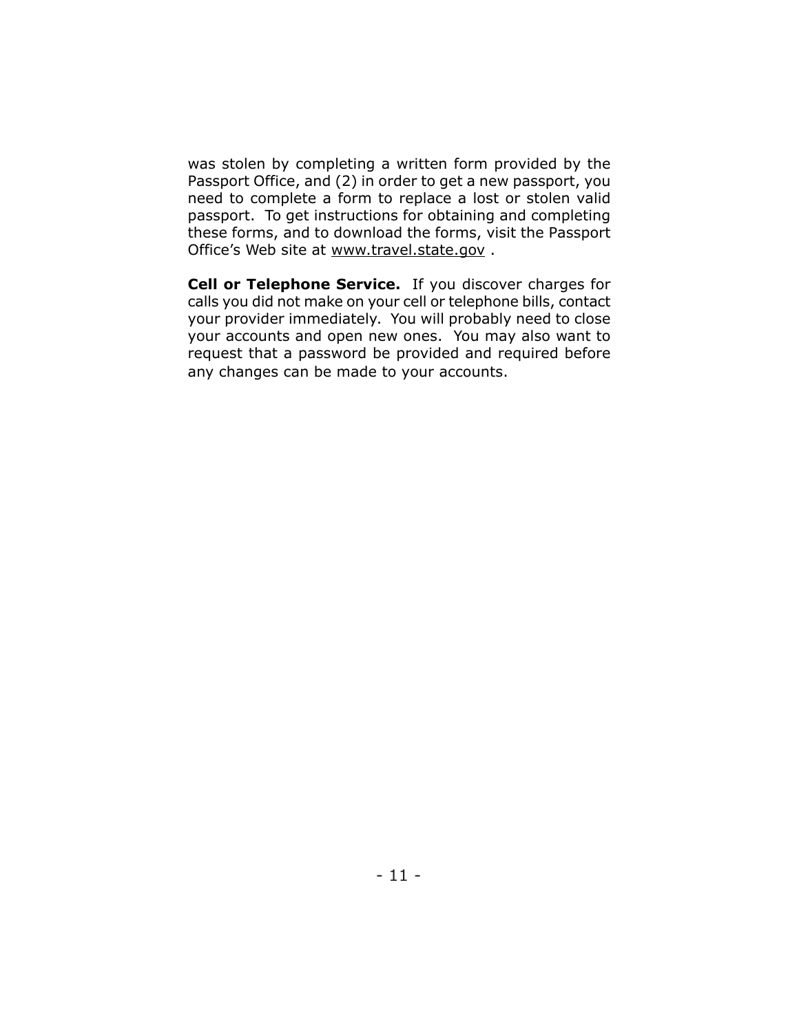was stolen by completing a written form provided by the Passport Office, and (2) in order to get a new passport, you need to complete a form to replace a lost or stolen valid passport. To get instructions for obtaining and completing these forms, and to download the forms, visit the Passport Office's Web site at www.travel.state.gov .

**Cell or Telephone Service.** If you discover charges for calls you did not make on your cell or telephone bills, contact your provider immediately. You will probably need to close your accounts and open new ones. You may also want to request that a password be provided and required before any changes can be made to your accounts.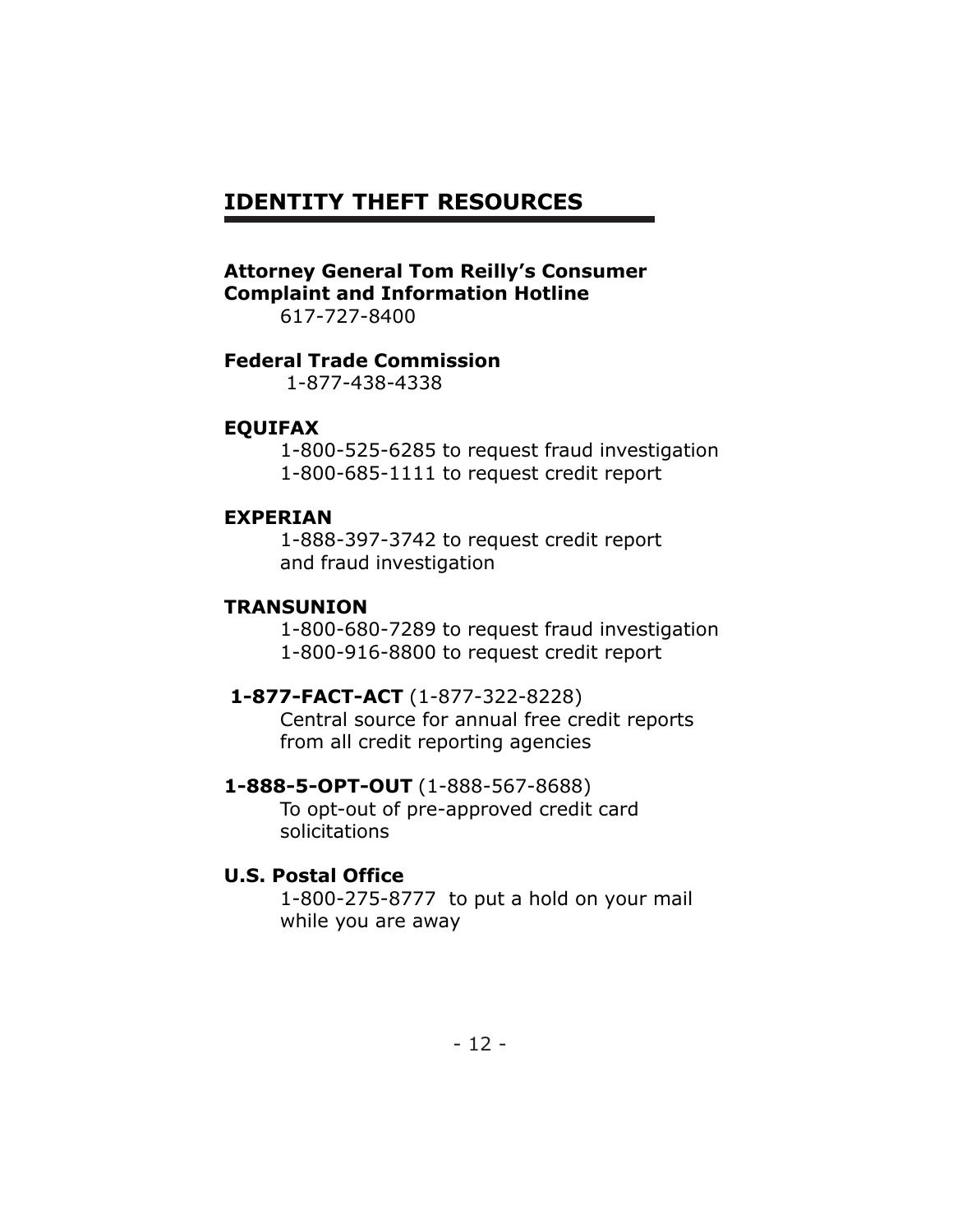## IDENTITY THEFT RESOURCES

**Attorney General Tom Reilly's Consumer Complaint and Information Hotline**
617-727-8400

**Federal Trade Commission**
1-877-438-4338

**EQUIFAX**
1-800-525-6285 to request fraud investigation
1-800-685-1111 to request credit report

**EXPERIAN**
1-888-397-3742 to request credit report and fraud investigation

**TRANSUNION**
1-800-680-7289 to request fraud investigation
1-800-916-8800 to request credit report

**1-877-FACT-ACT** (1-877-322-8228)
Central source for annual free credit reports from all credit reporting agencies

**1-888-5-OPT-OUT** (1-888-567-8688)
To opt-out of pre-approved credit card solicitations

**U.S. Postal Office**
1-800-275-8777 to put a hold on your mail while you are away